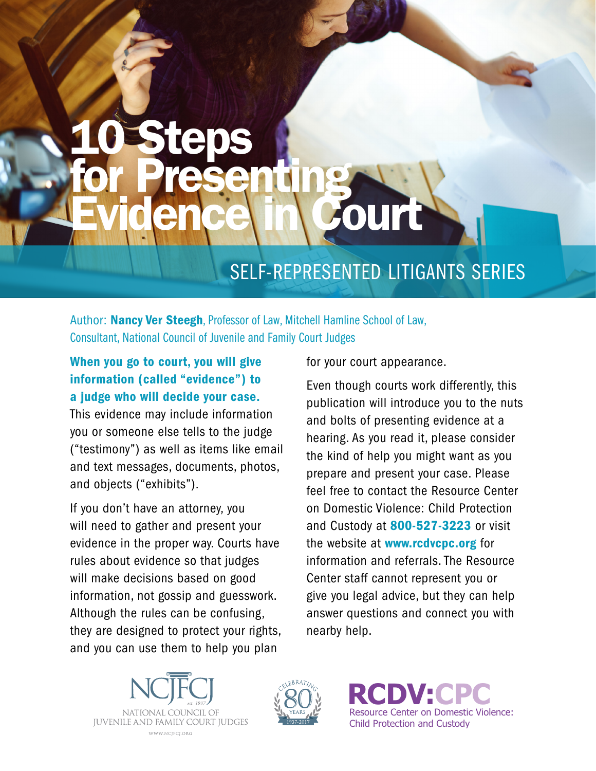# 10 Steps for Presenting Evidence in Court

## SELF-REPRESENTED LITIGANTS SERIES

Author: **Nancy Ver Steegh**, Professor of Law, Mitchell Hamline School of Law, Consultant, National Council of Juvenile and Family Court Judges

**When you go to court, you will give information (called "evidence") to a judge who will decide your case.** This evidence may include information you or someone else tells to the judge ("testimony") as well as items like email and text messages, documents, photos, and objects ("exhibits").

If you don't have an attorney, you will need to gather and present your evidence in the proper way. Courts have rules about evidence so that judges will make decisions based on good information, not gossip and guesswork. Although the rules can be confusing, they are designed to protect your rights, and you can use them to help you plan for your court appearance.

Even though courts work differently, this publication will introduce you to the nuts and bolts of presenting evidence at a hearing. As you read it, please consider the kind of help you might want as you prepare and present your case. Please feel free to contact the Resource Center on Domestic Violence: Child Protection and Custody at **800-527-3223** or visit the website at **www.rcdvcpc.org** for information and referrals. The Resource Center staff cannot represent you or give you legal advice, but they can help answer questions and connect you with nearby help.

NCJFCJ est. 1937 NATIONAL COUNCIL OF JUVENILE AND FAMILY COURT JUDGES WWW.NCJFCJ.ORG

Celebrating 80 Years 1937-2017

RCDV:CPC Resource Center on Domestic Violence: Child Protection and Custody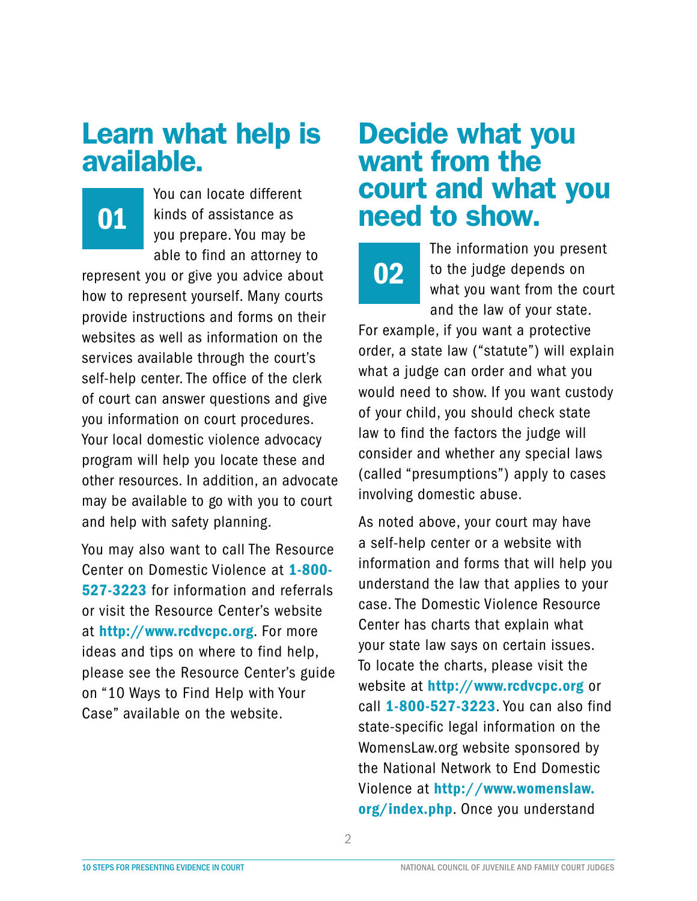## Learn what help is available.

**01** You can locate different kinds of assistance as you prepare. You may be able to find an attorney to represent you or give you advice about how to represent yourself. Many courts provide instructions and forms on their websites as well as information on the services available through the court's self-help center. The office of the clerk of court can answer questions and give you information on court procedures. Your local domestic violence advocacy program will help you locate these and other resources. In addition, an advocate may be available to go with you to court and help with safety planning.

You may also want to call The Resource Center on Domestic Violence at **1-800-527-3223** for information and referrals or visit the Resource Center's website at **http://www.rcdvcpc.org**. For more ideas and tips on where to find help, please see the Resource Center's guide on "10 Ways to Find Help with Your Case" available on the website.

## Decide what you want from the court and what you need to show.

**02** The information you present to the judge depends on what you want from the court and the law of your state. For example, if you want a protective order, a state law ("statute") will explain what a judge can order and what you would need to show. If you want custody of your child, you should check state law to find the factors the judge will consider and whether any special laws (called "presumptions") apply to cases involving domestic abuse.

As noted above, your court may have a self-help center or a website with information and forms that will help you understand the law that applies to your case. The Domestic Violence Resource Center has charts that explain what your state law says on certain issues. To locate the charts, please visit the website at **http://www.rcdvcpc.org** or call **1-800-527-3223**. You can also find state-specific legal information on the WomensLaw.org website sponsored by the National Network to End Domestic Violence at **http://www.womenslaw.org/index.php**. Once you understand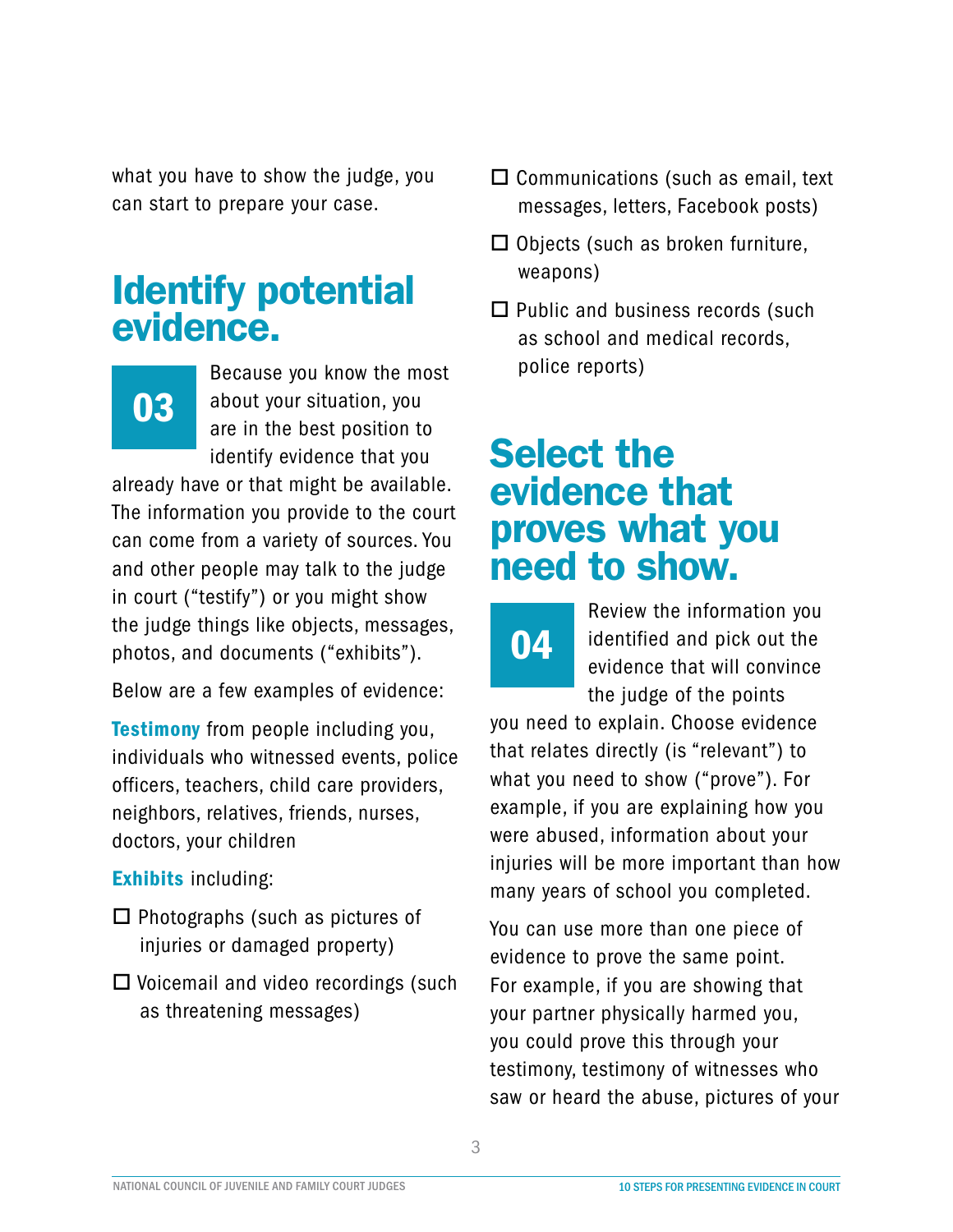what you have to show the judge, you can start to prepare your case.

## Identify potential evidence.

**03** Because you know the most about your situation, you are in the best position to identify evidence that you already have or that might be available. The information you provide to the court can come from a variety of sources. You and other people may talk to the judge in court ("testify") or you might show the judge things like objects, messages, photos, and documents ("exhibits").

Below are a few examples of evidence:

**Testimony** from people including you, individuals who witnessed events, police officers, teachers, child care providers, neighbors, relatives, friends, nurses, doctors, your children

**Exhibits** including:

- ☐ Photographs (such as pictures of injuries or damaged property)
- ☐ Voicemail and video recordings (such as threatening messages)
- ☐ Communications (such as email, text messages, letters, Facebook posts)
- ☐ Objects (such as broken furniture, weapons)
- ☐ Public and business records (such as school and medical records, police reports)

## Select the evidence that proves what you need to show.

**04** Review the information you identified and pick out the evidence that will convince the judge of the points you need to explain. Choose evidence that relates directly (is "relevant") to what you need to show ("prove"). For example, if you are explaining how you were abused, information about your injuries will be more important than how many years of school you completed.

You can use more than one piece of evidence to prove the same point. For example, if you are showing that your partner physically harmed you, you could prove this through your testimony, testimony of witnesses who saw or heard the abuse, pictures of your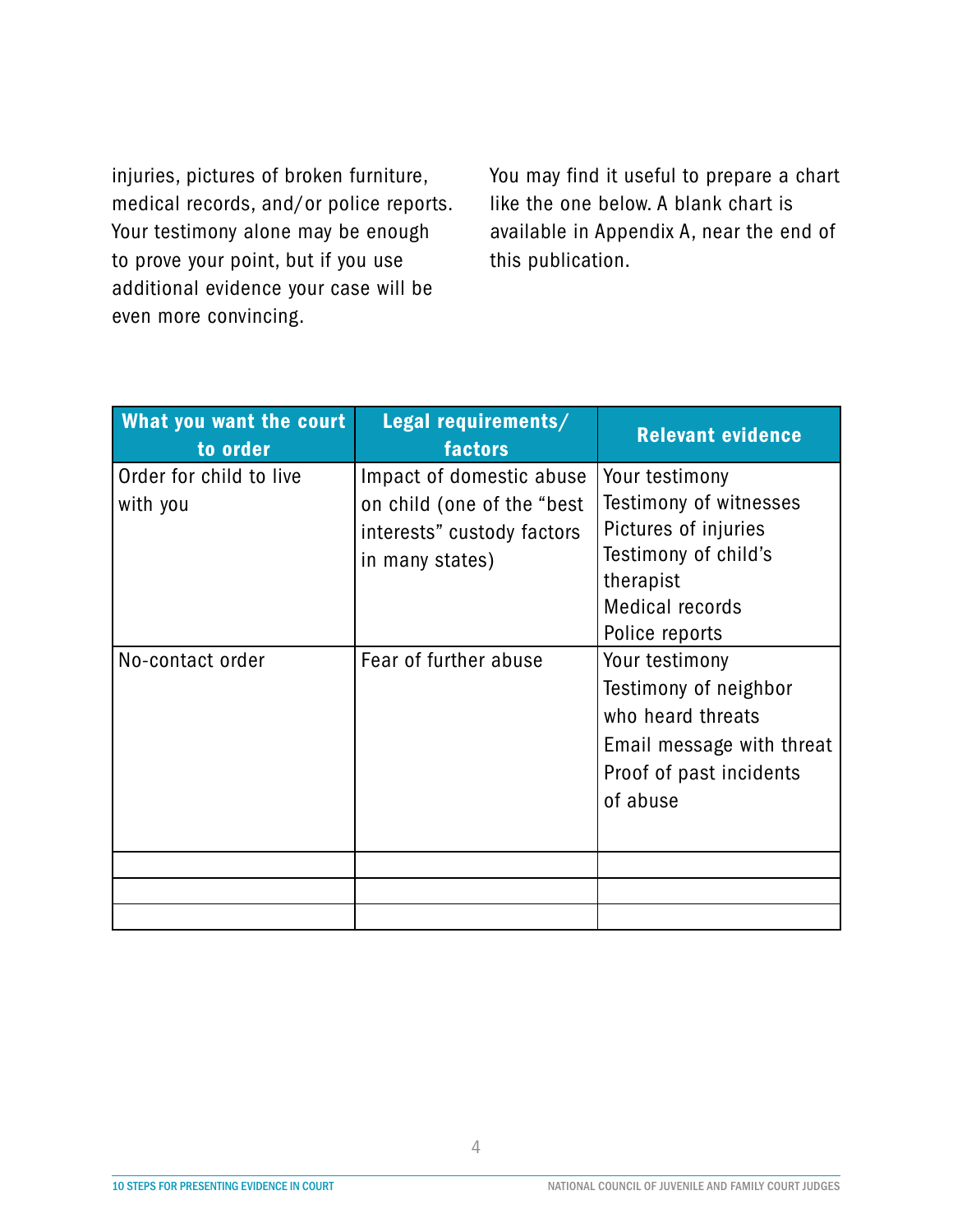injuries, pictures of broken furniture, medical records, and/or police reports. Your testimony alone may be enough to prove your point, but if you use additional evidence your case will be even more convincing.

You may find it useful to prepare a chart like the one below. A blank chart is available in Appendix A, near the end of this publication.

| What you want the court to order | Legal requirements/ factors | Relevant evidence |
| --- | --- | --- |
| Order for child to live with you | Impact of domestic abuse on child (one of the "best interests" custody factors in many states) | Your testimony<br>Testimony of witnesses<br>Pictures of injuries<br>Testimony of child's therapist<br>Medical records<br>Police reports |
| No-contact order | Fear of further abuse | Your testimony<br>Testimony of neighbor who heard threats<br>Email message with threat<br>Proof of past incidents of abuse |
| | | |
| | | |
| | | |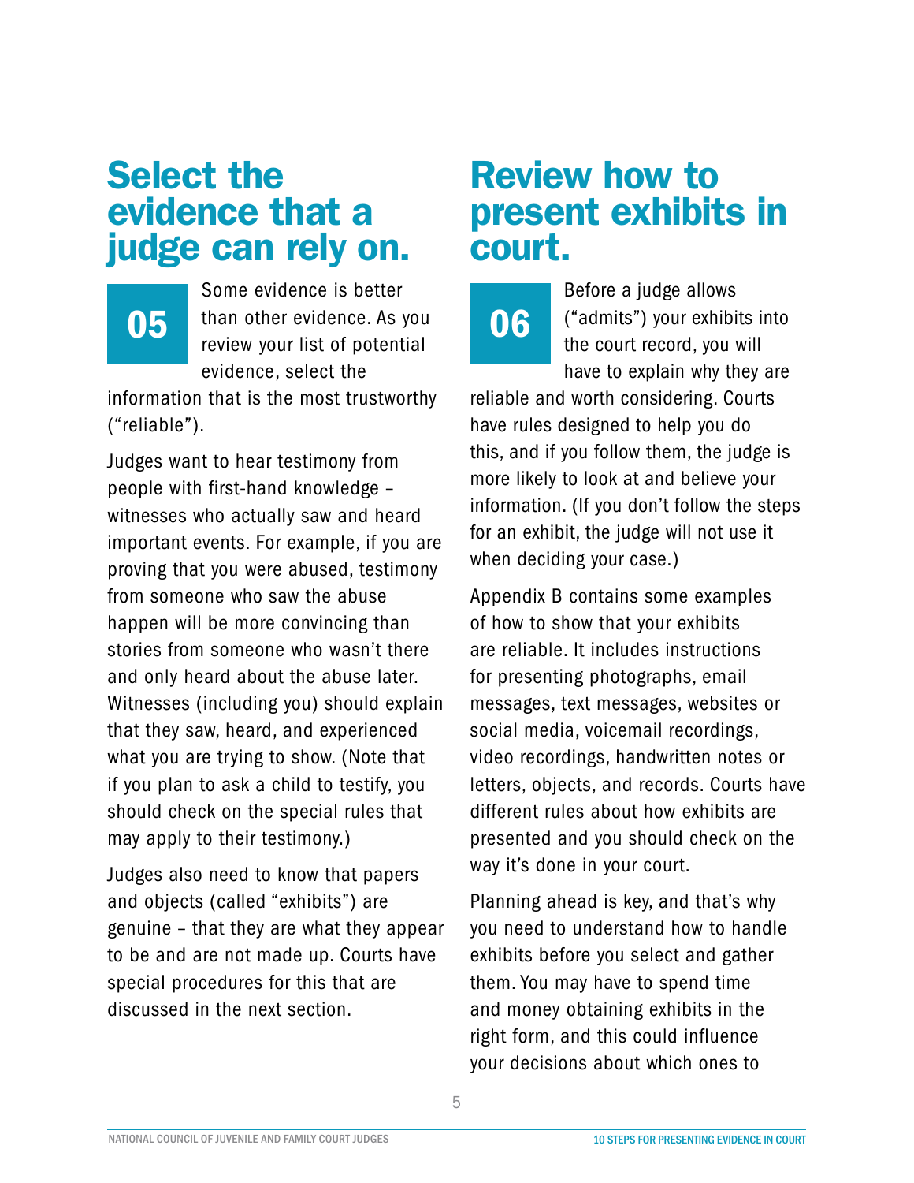## Select the evidence that a judge can rely on.

**05**

Some evidence is better than other evidence. As you review your list of potential evidence, select the information that is the most trustworthy ("reliable").

Judges want to hear testimony from people with first-hand knowledge – witnesses who actually saw and heard important events. For example, if you are proving that you were abused, testimony from someone who saw the abuse happen will be more convincing than stories from someone who wasn't there and only heard about the abuse later. Witnesses (including you) should explain that they saw, heard, and experienced what you are trying to show. (Note that if you plan to ask a child to testify, you should check on the special rules that may apply to their testimony.)

Judges also need to know that papers and objects (called "exhibits") are genuine – that they are what they appear to be and are not made up. Courts have special procedures for this that are discussed in the next section.

## Review how to present exhibits in court.

**06**

Before a judge allows ("admits") your exhibits into the court record, you will have to explain why they are reliable and worth considering. Courts have rules designed to help you do this, and if you follow them, the judge is more likely to look at and believe your information. (If you don't follow the steps for an exhibit, the judge will not use it when deciding your case.)

Appendix B contains some examples of how to show that your exhibits are reliable. It includes instructions for presenting photographs, email messages, text messages, websites or social media, voicemail recordings, video recordings, handwritten notes or letters, objects, and records. Courts have different rules about how exhibits are presented and you should check on the way it's done in your court.

Planning ahead is key, and that's why you need to understand how to handle exhibits before you select and gather them. You may have to spend time and money obtaining exhibits in the right form, and this could influence your decisions about which ones to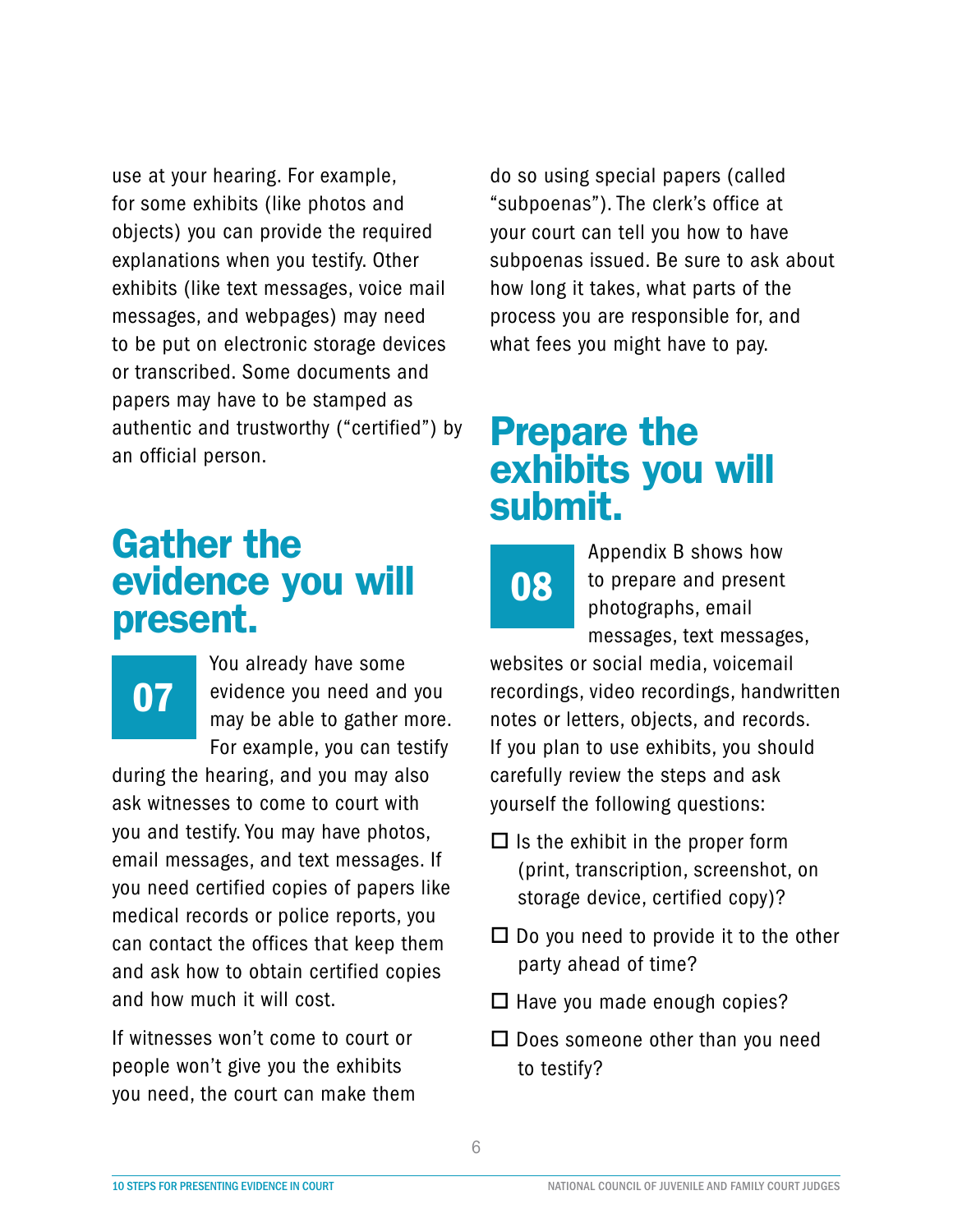use at your hearing. For example, for some exhibits (like photos and objects) you can provide the required explanations when you testify. Other exhibits (like text messages, voice mail messages, and webpages) may need to be put on electronic storage devices or transcribed. Some documents and papers may have to be stamped as authentic and trustworthy ("certified") by an official person.

## Gather the evidence you will present.

**07**

You already have some evidence you need and you may be able to gather more. For example, you can testify during the hearing, and you may also ask witnesses to come to court with you and testify. You may have photos, email messages, and text messages. If you need certified copies of papers like medical records or police reports, you can contact the offices that keep them and ask how to obtain certified copies and how much it will cost.

If witnesses won't come to court or people won't give you the exhibits you need, the court can make them do so using special papers (called "subpoenas"). The clerk's office at your court can tell you how to have subpoenas issued. Be sure to ask about how long it takes, what parts of the process you are responsible for, and what fees you might have to pay.

## Prepare the exhibits you will submit.

**08**

Appendix B shows how to prepare and present photographs, email messages, text messages, websites or social media, voicemail recordings, video recordings, handwritten notes or letters, objects, and records. If you plan to use exhibits, you should carefully review the steps and ask yourself the following questions:

- ☐ Is the exhibit in the proper form (print, transcription, screenshot, on storage device, certified copy)?
- ☐ Do you need to provide it to the other party ahead of time?
- ☐ Have you made enough copies?
- ☐ Does someone other than you need to testify?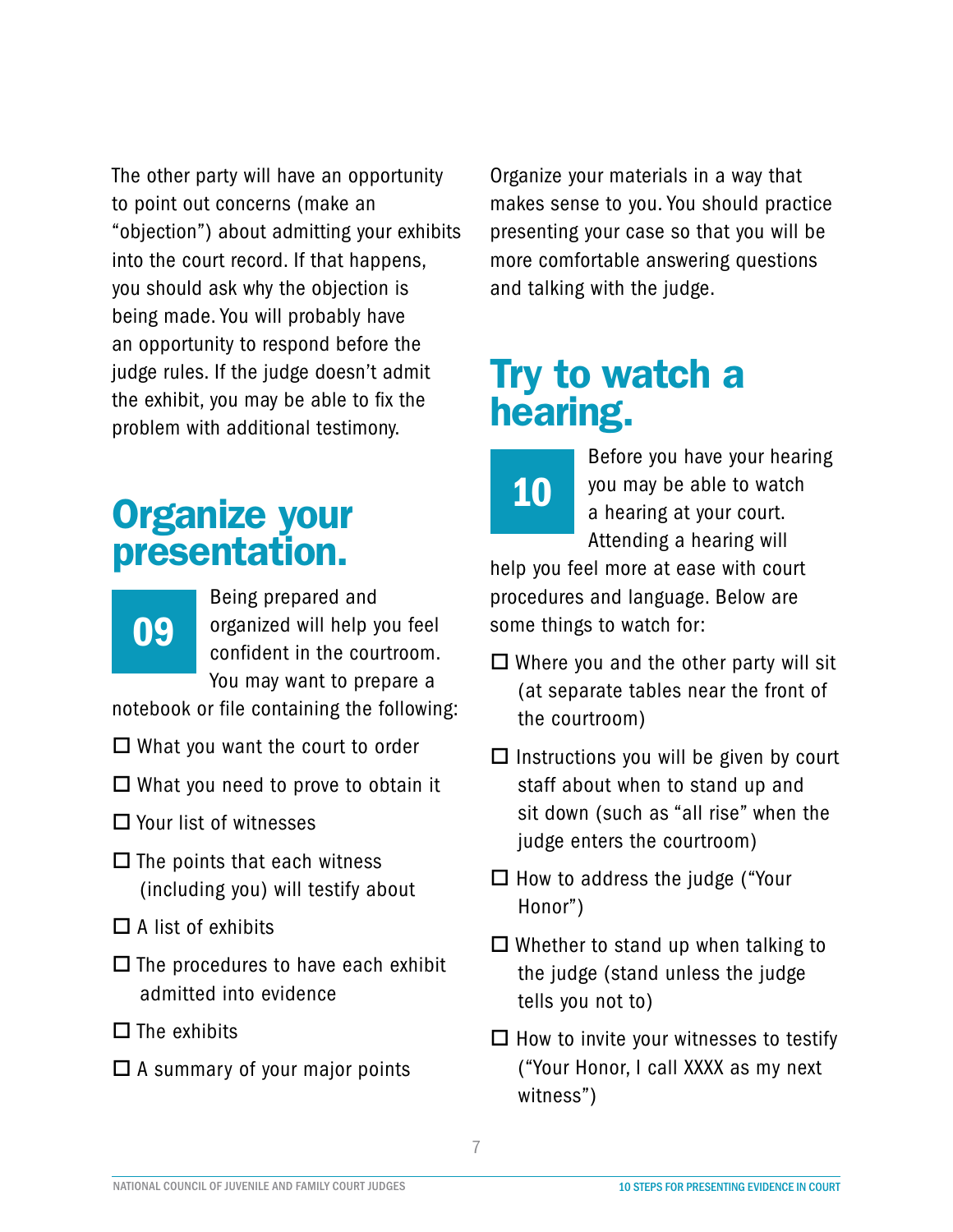The other party will have an opportunity to point out concerns (make an "objection") about admitting your exhibits into the court record. If that happens, you should ask why the objection is being made. You will probably have an opportunity to respond before the judge rules. If the judge doesn't admit the exhibit, you may be able to fix the problem with additional testimony.

## Organize your presentation.

**09**

Being prepared and organized will help you feel confident in the courtroom. You may want to prepare a notebook or file containing the following:

- ☐ What you want the court to order
- ☐ What you need to prove to obtain it
- ☐ Your list of witnesses
- ☐ The points that each witness (including you) will testify about
- ☐ A list of exhibits
- ☐ The procedures to have each exhibit admitted into evidence
- ☐ The exhibits
- ☐ A summary of your major points

Organize your materials in a way that makes sense to you. You should practice presenting your case so that you will be more comfortable answering questions and talking with the judge.

## Try to watch a hearing.

**10**

Before you have your hearing you may be able to watch a hearing at your court. Attending a hearing will help you feel more at ease with court procedures and language. Below are some things to watch for:

- ☐ Where you and the other party will sit (at separate tables near the front of the courtroom)
- ☐ Instructions you will be given by court staff about when to stand up and sit down (such as "all rise" when the judge enters the courtroom)
- ☐ How to address the judge ("Your Honor")
- ☐ Whether to stand up when talking to the judge (stand unless the judge tells you not to)
- ☐ How to invite your witnesses to testify ("Your Honor, I call XXXX as my next witness")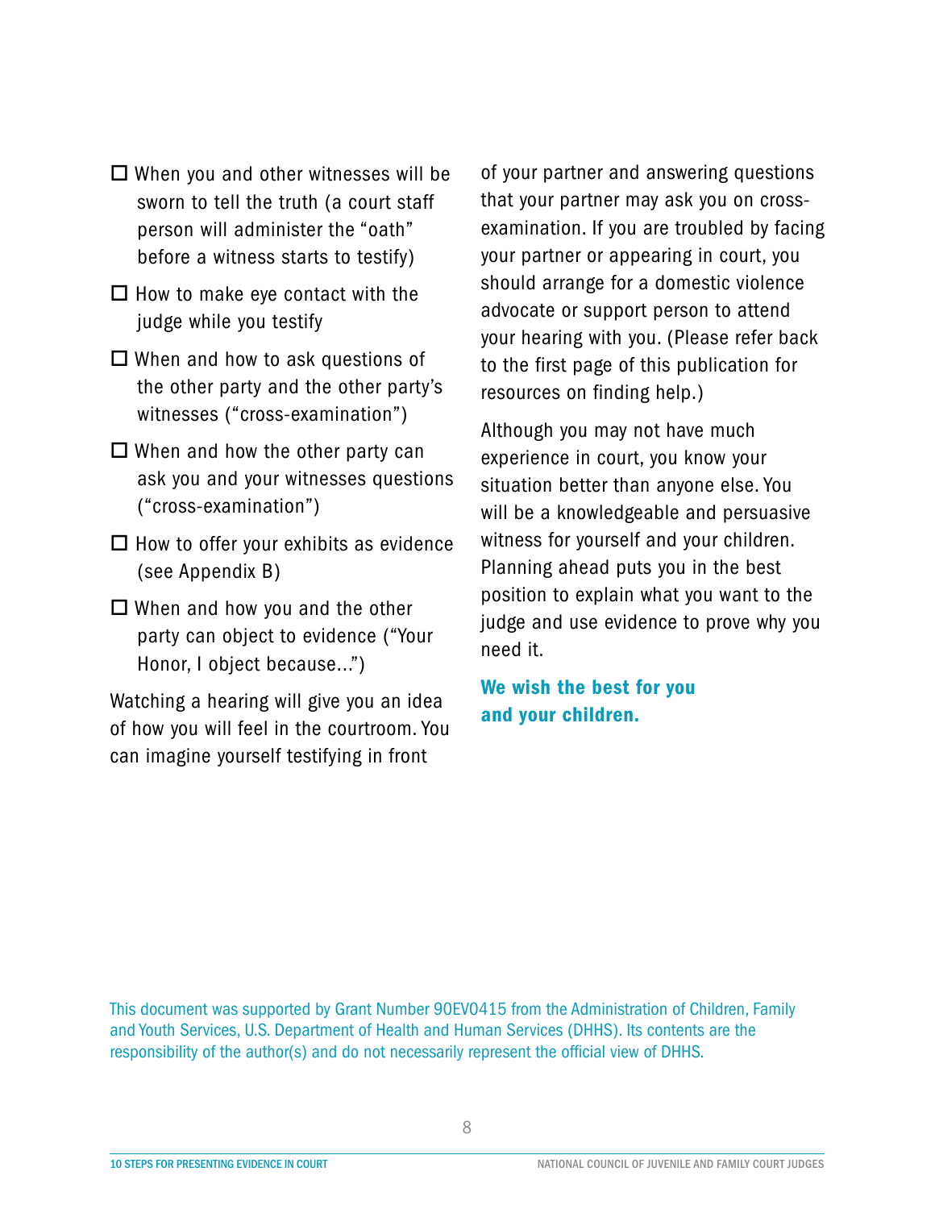- ☐ When you and other witnesses will be sworn to tell the truth (a court staff person will administer the "oath" before a witness starts to testify)
- ☐ How to make eye contact with the judge while you testify
- ☐ When and how to ask questions of the other party and the other party's witnesses ("cross-examination")
- ☐ When and how the other party can ask you and your witnesses questions ("cross-examination")
- ☐ How to offer your exhibits as evidence (see Appendix B)
- ☐ When and how you and the other party can object to evidence ("Your Honor, I object because...")

Watching a hearing will give you an idea of how you will feel in the courtroom. You can imagine yourself testifying in front of your partner and answering questions that your partner may ask you on cross-examination. If you are troubled by facing your partner or appearing in court, you should arrange for a domestic violence advocate or support person to attend your hearing with you. (Please refer back to the first page of this publication for resources on finding help.)

Although you may not have much experience in court, you know your situation better than anyone else. You will be a knowledgeable and persuasive witness for yourself and your children. Planning ahead puts you in the best position to explain what you want to the judge and use evidence to prove why you need it.

**We wish the best for you and your children.**

This document was supported by Grant Number 90EV0415 from the Administration of Children, Family and Youth Services, U.S. Department of Health and Human Services (DHHS). Its contents are the responsibility of the author(s) and do not necessarily represent the official view of DHHS.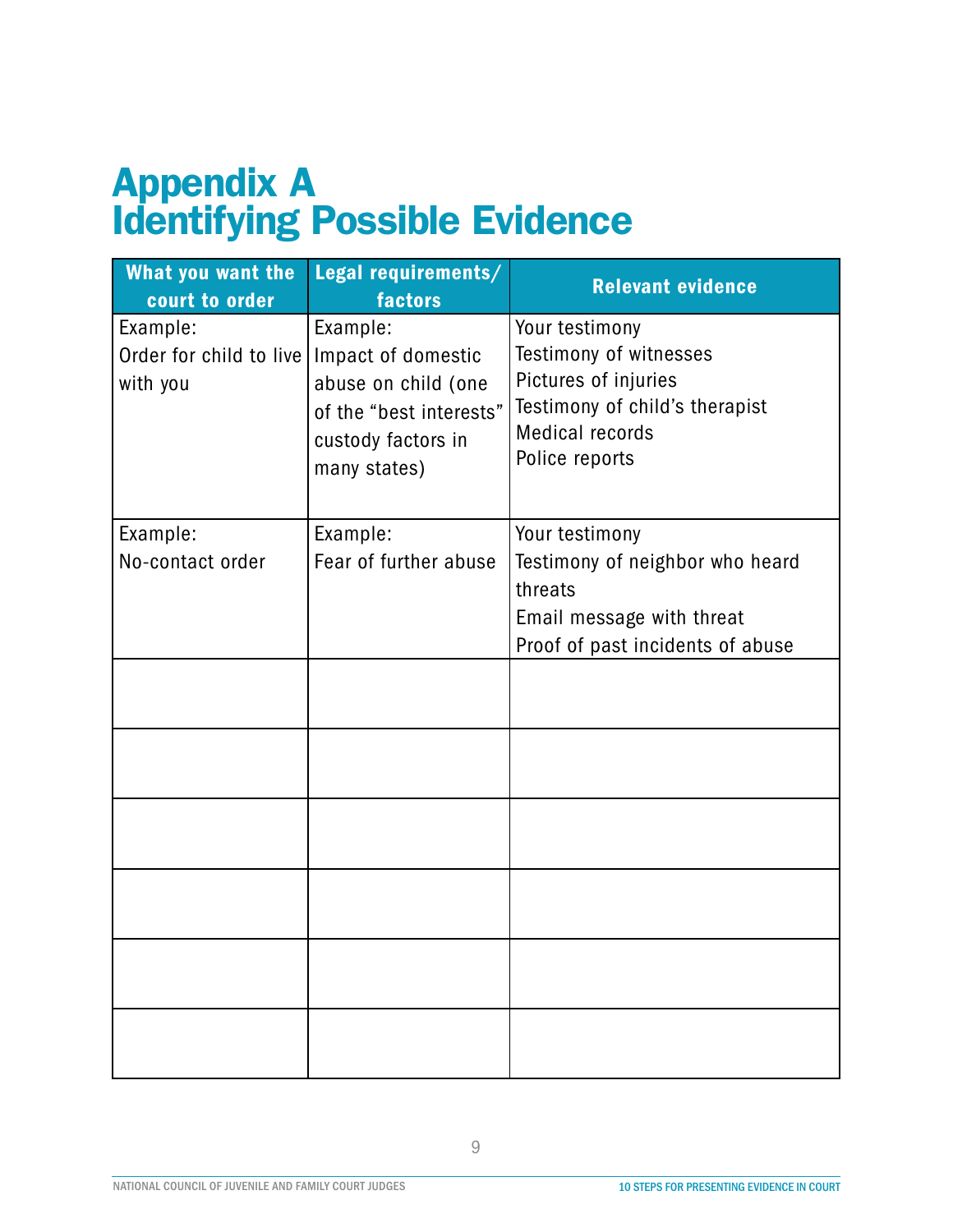# Appendix A
# Identifying Possible Evidence

| What you want the court to order | Legal requirements/ factors | Relevant evidence |
|---|---|---|
| Example:<br>Order for child to live with you | Example:<br>Impact of domestic abuse on child (one of the "best interests" custody factors in many states) | Your testimony<br>Testimony of witnesses<br>Pictures of injuries<br>Testimony of child's therapist<br>Medical records<br>Police reports |
| Example:<br>No-contact order | Example:<br>Fear of further abuse | Your testimony<br>Testimony of neighbor who heard threats<br>Email message with threat<br>Proof of past incidents of abuse |
| | | |
| | | |
| | | |
| | | |
| | | |
| | | |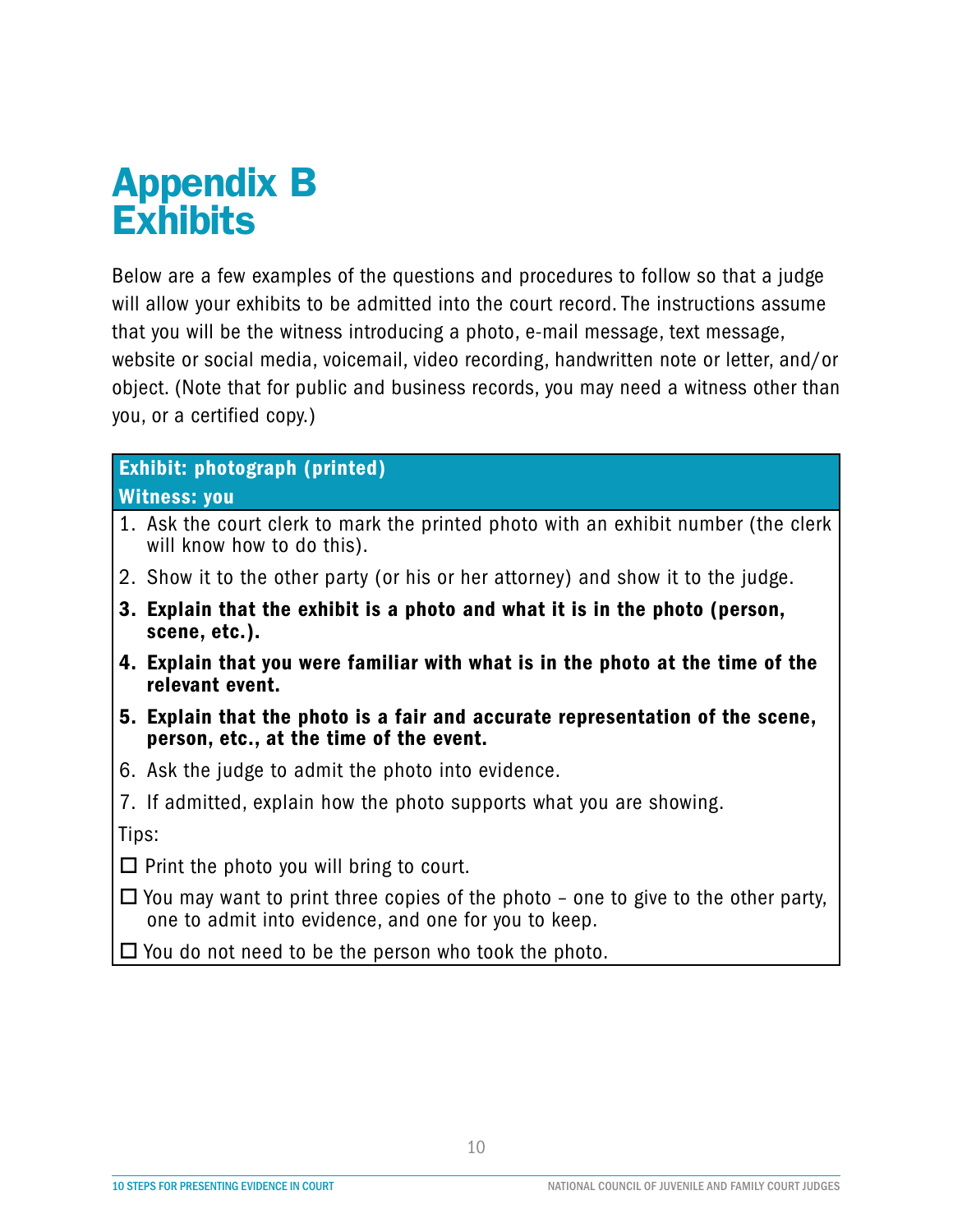# Appendix B Exhibits

Below are a few examples of the questions and procedures to follow so that a judge will allow your exhibits to be admitted into the court record. The instructions assume that you will be the witness introducing a photo, e-mail message, text message, website or social media, voicemail, video recording, handwritten note or letter, and/or object. (Note that for public and business records, you may need a witness other than you, or a certified copy.)

**Exhibit: photograph (printed)**
**Witness: you**

1. Ask the court clerk to mark the printed photo with an exhibit number (the clerk will know how to do this).
2. Show it to the other party (or his or her attorney) and show it to the judge.
3. **Explain that the exhibit is a photo and what it is in the photo (person, scene, etc.).**
4. **Explain that you were familiar with what is in the photo at the time of the relevant event.**
5. **Explain that the photo is a fair and accurate representation of the scene, person, etc., at the time of the event.**
6. Ask the judge to admit the photo into evidence.
7. If admitted, explain how the photo supports what you are showing.

Tips:

- ☐ Print the photo you will bring to court.
- ☐ You may want to print three copies of the photo – one to give to the other party, one to admit into evidence, and one for you to keep.
- ☐ You do not need to be the person who took the photo.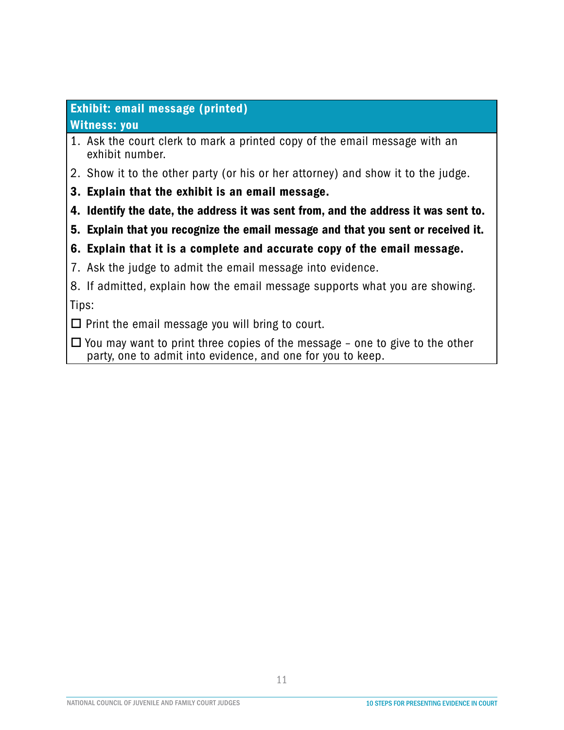**Exhibit: email message (printed)**
**Witness: you**

1. Ask the court clerk to mark a printed copy of the email message with an exhibit number.
2. Show it to the other party (or his or her attorney) and show it to the judge.
3. **Explain that the exhibit is an email message.**
4. **Identify the date, the address it was sent from, and the address it was sent to.**
5. **Explain that you recognize the email message and that you sent or received it.**
6. **Explain that it is a complete and accurate copy of the email message.**
7. Ask the judge to admit the email message into evidence.
8. If admitted, explain how the email message supports what you are showing.

Tips:

- [ ] Print the email message you will bring to court.
- [ ] You may want to print three copies of the message – one to give to the other party, one to admit into evidence, and one for you to keep.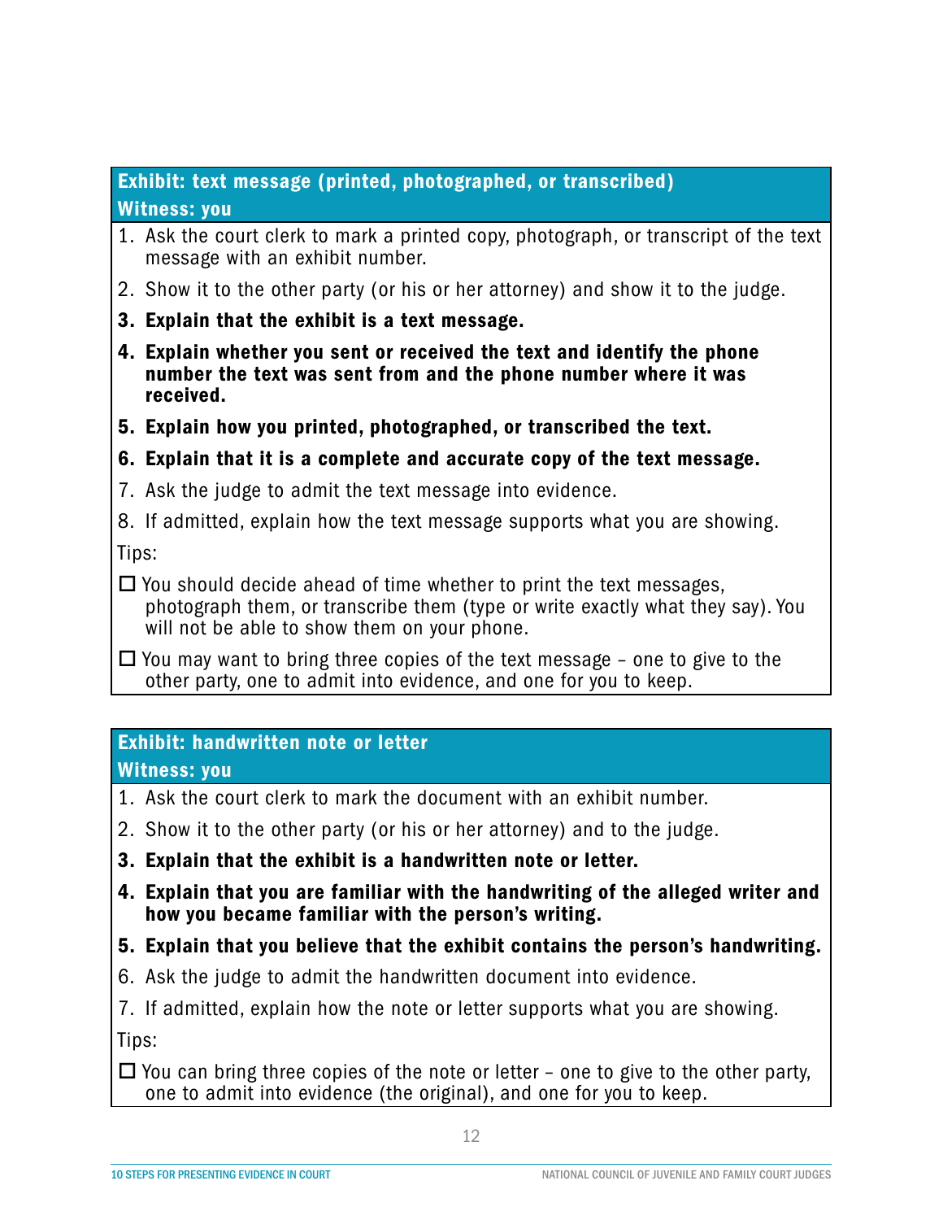### Exhibit: text message (printed, photographed, or transcribed)
### Witness: you

1. Ask the court clerk to mark a printed copy, photograph, or transcript of the text message with an exhibit number.
2. Show it to the other party (or his or her attorney) and show it to the judge.
3. **Explain that the exhibit is a text message.**
4. **Explain whether you sent or received the text and identify the phone number the text was sent from and the phone number where it was received.**
5. **Explain how you printed, photographed, or transcribed the text.**
6. **Explain that it is a complete and accurate copy of the text message.**
7. Ask the judge to admit the text message into evidence.
8. If admitted, explain how the text message supports what you are showing.

Tips:

- [ ] You should decide ahead of time whether to print the text messages, photograph them, or transcribe them (type or write exactly what they say). You will not be able to show them on your phone.
- [ ] You may want to bring three copies of the text message – one to give to the other party, one to admit into evidence, and one for you to keep.

### Exhibit: handwritten note or letter
### Witness: you

1. Ask the court clerk to mark the document with an exhibit number.
2. Show it to the other party (or his or her attorney) and to the judge.
3. **Explain that the exhibit is a handwritten note or letter.**
4. **Explain that you are familiar with the handwriting of the alleged writer and how you became familiar with the person's writing.**
5. **Explain that you believe that the exhibit contains the person's handwriting.**
6. Ask the judge to admit the handwritten document into evidence.
7. If admitted, explain how the note or letter supports what you are showing.

Tips:

- [ ] You can bring three copies of the note or letter – one to give to the other party, one to admit into evidence (the original), and one for you to keep.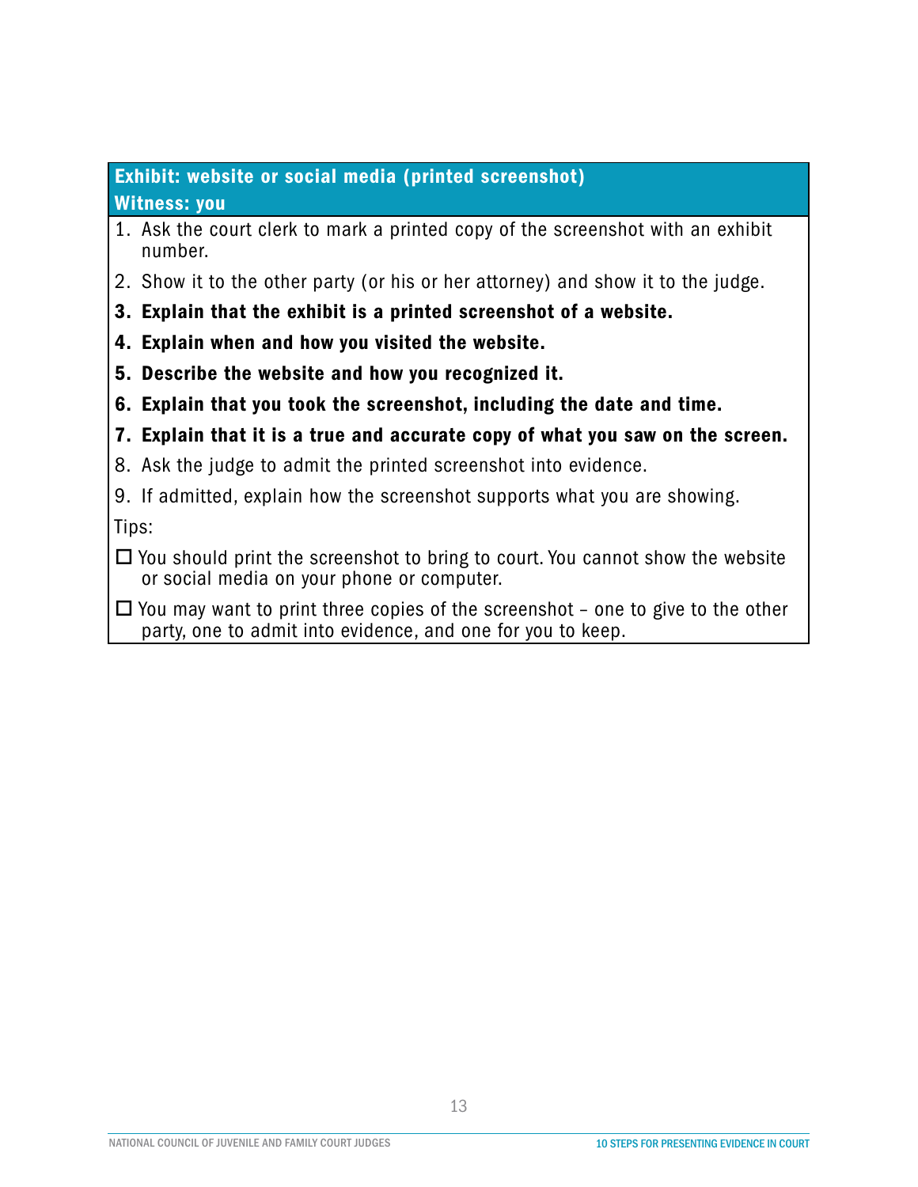**Exhibit: website or social media (printed screenshot)**
**Witness: you**

1. Ask the court clerk to mark a printed copy of the screenshot with an exhibit number.
2. Show it to the other party (or his or her attorney) and show it to the judge.
3. **Explain that the exhibit is a printed screenshot of a website.**
4. **Explain when and how you visited the website.**
5. **Describe the website and how you recognized it.**
6. **Explain that you took the screenshot, including the date and time.**
7. **Explain that it is a true and accurate copy of what you saw on the screen.**
8. Ask the judge to admit the printed screenshot into evidence.
9. If admitted, explain how the screenshot supports what you are showing.

Tips:

- ☐ You should print the screenshot to bring to court. You cannot show the website or social media on your phone or computer.
- ☐ You may want to print three copies of the screenshot – one to give to the other party, one to admit into evidence, and one for you to keep.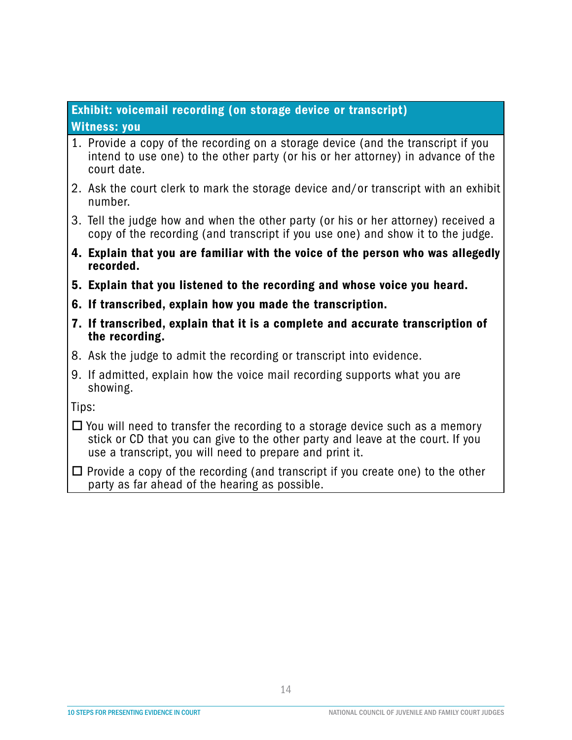**Exhibit: voicemail recording (on storage device or transcript)**
**Witness: you**

1. Provide a copy of the recording on a storage device (and the transcript if you intend to use one) to the other party (or his or her attorney) in advance of the court date.
2. Ask the court clerk to mark the storage device and/or transcript with an exhibit number.
3. Tell the judge how and when the other party (or his or her attorney) received a copy of the recording (and transcript if you use one) and show it to the judge.
4. **Explain that you are familiar with the voice of the person who was allegedly recorded.**
5. **Explain that you listened to the recording and whose voice you heard.**
6. **If transcribed, explain how you made the transcription.**
7. **If transcribed, explain that it is a complete and accurate transcription of the recording.**
8. Ask the judge to admit the recording or transcript into evidence.
9. If admitted, explain how the voice mail recording supports what you are showing.

Tips:

- ☐ You will need to transfer the recording to a storage device such as a memory stick or CD that you can give to the other party and leave at the court. If you use a transcript, you will need to prepare and print it.
- ☐ Provide a copy of the recording (and transcript if you create one) to the other party as far ahead of the hearing as possible.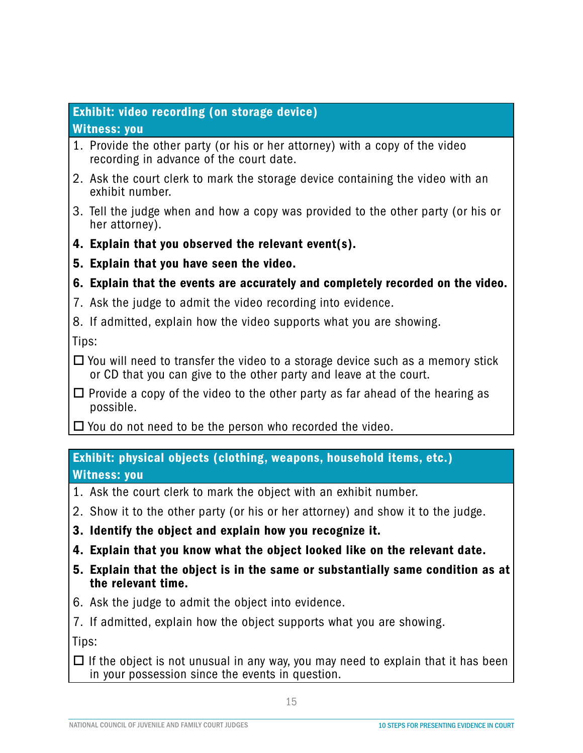### Exhibit: video recording (on storage device)
### Witness: you

1. Provide the other party (or his or her attorney) with a copy of the video recording in advance of the court date.
2. Ask the court clerk to mark the storage device containing the video with an exhibit number.
3. Tell the judge when and how a copy was provided to the other party (or his or her attorney).
4. **Explain that you observed the relevant event(s).**
5. **Explain that you have seen the video.**
6. **Explain that the events are accurately and completely recorded on the video.**
7. Ask the judge to admit the video recording into evidence.
8. If admitted, explain how the video supports what you are showing.

Tips:

- ☐ You will need to transfer the video to a storage device such as a memory stick or CD that you can give to the other party and leave at the court.
- ☐ Provide a copy of the video to the other party as far ahead of the hearing as possible.
- ☐ You do not need to be the person who recorded the video.

### Exhibit: physical objects (clothing, weapons, household items, etc.)
### Witness: you

1. Ask the court clerk to mark the object with an exhibit number.
2. Show it to the other party (or his or her attorney) and show it to the judge.
3. **Identify the object and explain how you recognize it.**
4. **Explain that you know what the object looked like on the relevant date.**
5. **Explain that the object is in the same or substantially same condition as at the relevant time.**
6. Ask the judge to admit the object into evidence.
7. If admitted, explain how the object supports what you are showing.

Tips:

- ☐ If the object is not unusual in any way, you may need to explain that it has been in your possession since the events in question.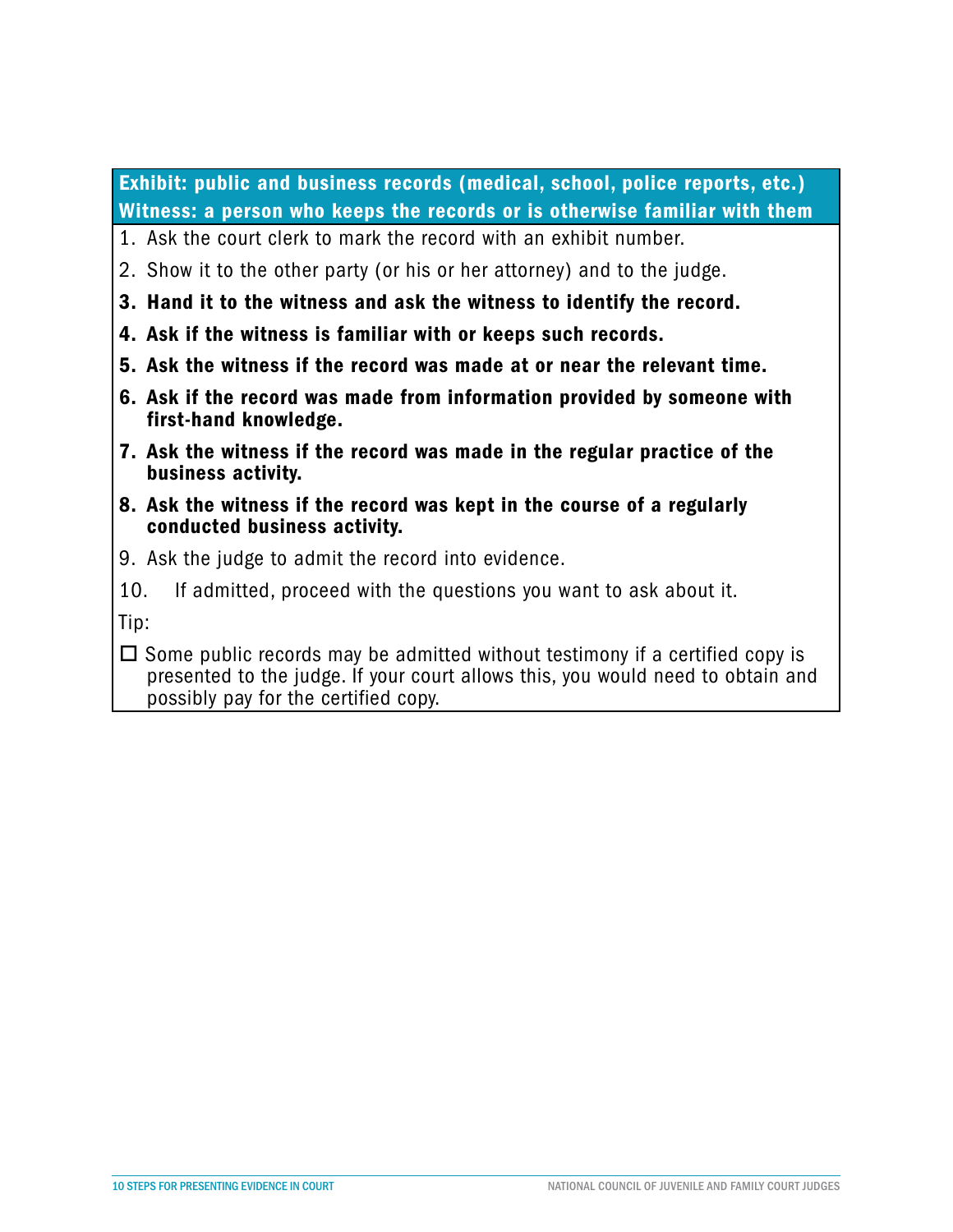**Exhibit: public and business records (medical, school, police reports, etc.)**
**Witness: a person who keeps the records or is otherwise familiar with them**

1. Ask the court clerk to mark the record with an exhibit number.
2. Show it to the other party (or his or her attorney) and to the judge.
3. **Hand it to the witness and ask the witness to identify the record.**
4. **Ask if the witness is familiar with or keeps such records.**
5. **Ask the witness if the record was made at or near the relevant time.**
6. **Ask if the record was made from information provided by someone with first-hand knowledge.**
7. **Ask the witness if the record was made in the regular practice of the business activity.**
8. **Ask the witness if the record was kept in the course of a regularly conducted business activity.**
9. Ask the judge to admit the record into evidence.
10. If admitted, proceed with the questions you want to ask about it.

Tip:

- ☐ Some public records may be admitted without testimony if a certified copy is presented to the judge. If your court allows this, you would need to obtain and possibly pay for the certified copy.